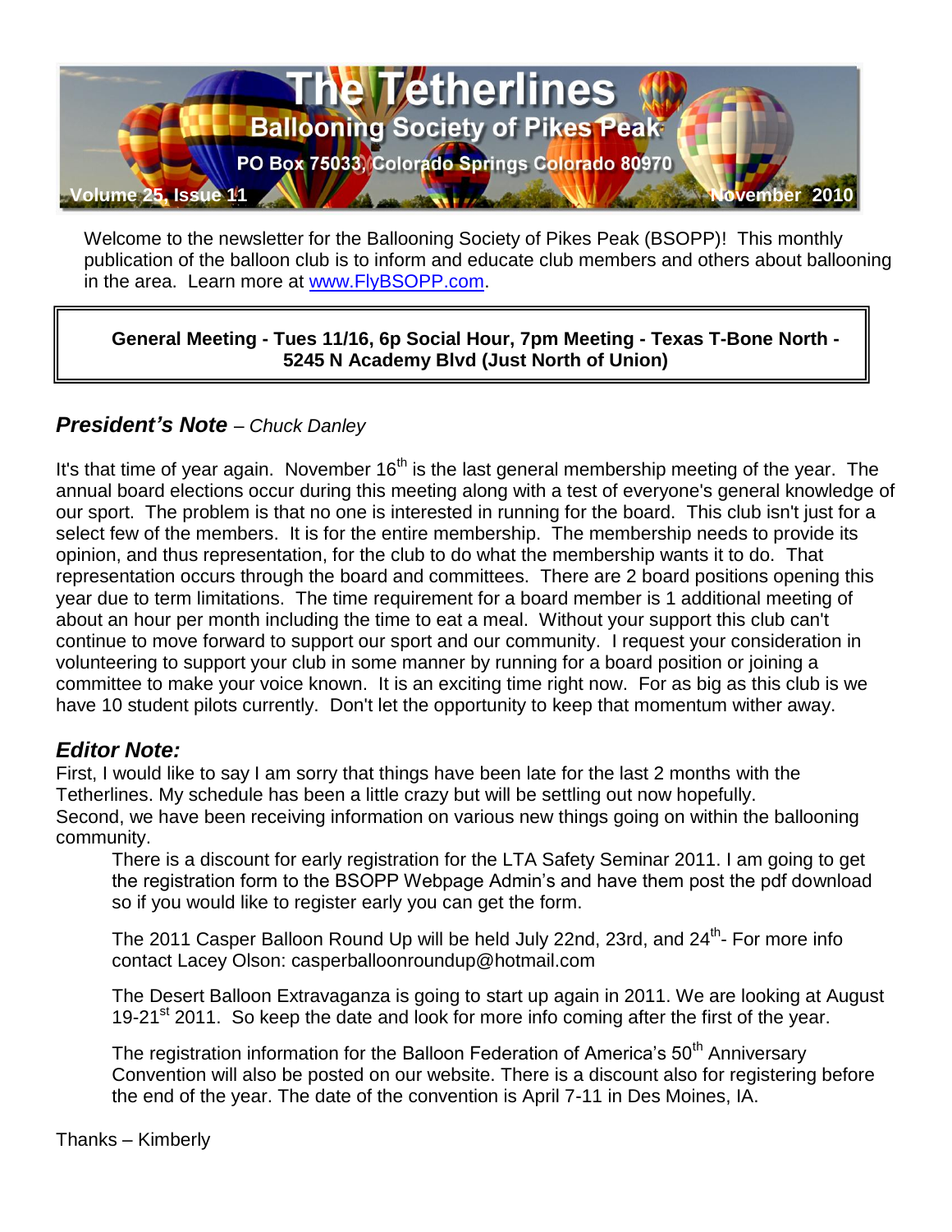# The Tetherlines

## Ballooning Society of Pikes Peak

PO Box 75033, Colorado Springs Colorado 80970

Volume 25, Issue 11 — November 2010

Welcome to the newsletter for the Ballooning Society of Pikes Peak (BSOPP)! This monthly publication of the balloon club is to inform and educate club members and others about ballooning in the area. Learn more at www.FlyBSOPP.com.

> **General Meeting - Tues 11/16, 6p Social Hour, 7pm Meeting - Texas T-Bone North - 5245 N Academy Blvd (Just North of Union)**

## *President's Note* – *Chuck Danley*

It's that time of year again. November 16th is the last general membership meeting of the year. The annual board elections occur during this meeting along with a test of everyone's general knowledge of our sport. The problem is that no one is interested in running for the board. This club isn't just for a select few of the members. It is for the entire membership. The membership needs to provide its opinion, and thus representation, for the club to do what the membership wants it to do. That representation occurs through the board and committees. There are 2 board positions opening this year due to term limitations. The time requirement for a board member is 1 additional meeting of about an hour per month including the time to eat a meal. Without your support this club can't continue to move forward to support our sport and our community. I request your consideration in volunteering to support your club in some manner by running for a board position or joining a committee to make your voice known. It is an exciting time right now. For as big as this club is we have 10 student pilots currently. Don't let the opportunity to keep that momentum wither away.

## *Editor Note:*

First, I would like to say I am sorry that things have been late for the last 2 months with the Tetherlines. My schedule has been a little crazy but will be settling out now hopefully.
Second, we have been receiving information on various new things going on within the ballooning community.

> There is a discount for early registration for the LTA Safety Seminar 2011. I am going to get the registration form to the BSOPP Webpage Admin's and have them post the pdf download so if you would like to register early you can get the form.
>
> The 2011 Casper Balloon Round Up will be held July 22nd, 23rd, and 24th- For more info contact Lacey Olson: casperballoonroundup@hotmail.com
>
> The Desert Balloon Extravaganza is going to start up again in 2011. We are looking at August 19-21st 2011. So keep the date and look for more info coming after the first of the year.
>
> The registration information for the Balloon Federation of America's 50th Anniversary Convention will also be posted on our website. There is a discount also for registering before the end of the year. The date of the convention is April 7-11 in Des Moines, IA.

Thanks – Kimberly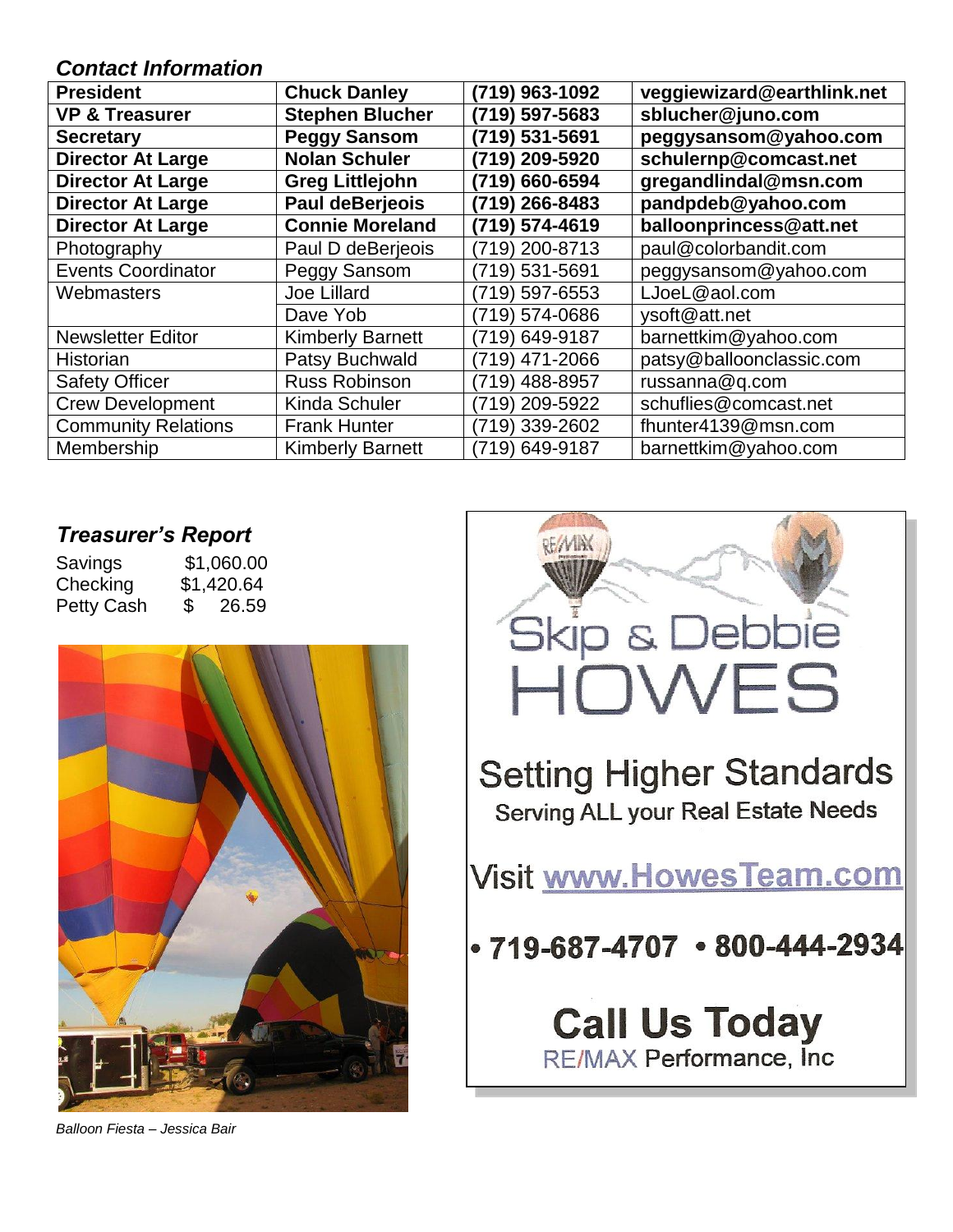## *Contact Information*

| **President** | **Chuck Danley** | **(719) 963-1092** | **veggiewizard@earthlink.net** |
|---|---|---|---|
| **VP & Treasurer** | **Stephen Blucher** | **(719) 597-5683** | **sblucher@juno.com** |
| **Secretary** | **Peggy Sansom** | **(719) 531-5691** | **peggysansom@yahoo.com** |
| **Director At Large** | **Nolan Schuler** | **(719) 209-5920** | **schulernp@comcast.net** |
| **Director At Large** | **Greg Littlejohn** | **(719) 660-6594** | **gregandlindal@msn.com** |
| **Director At Large** | **Paul deBerjeois** | **(719) 266-8483** | **pandpdeb@yahoo.com** |
| **Director At Large** | **Connie Moreland** | **(719) 574-4619** | **balloonprincess@att.net** |
| Photography | Paul D deBerjeois | (719) 200-8713 | paul@colorbandit.com |
| Events Coordinator | Peggy Sansom | (719) 531-5691 | peggysansom@yahoo.com |
| Webmasters | Joe Lillard | (719) 597-6553 | LJoeL@aol.com |
| | Dave Yob | (719) 574-0686 | ysoft@att.net |
| Newsletter Editor | Kimberly Barnett | (719) 649-9187 | barnettkim@yahoo.com |
| Historian | Patsy Buchwald | (719) 471-2066 | patsy@balloonclassic.com |
| Safety Officer | Russ Robinson | (719) 488-8957 | russanna@q.com |
| Crew Development | Kinda Schuler | (719) 209-5922 | schuflies@comcast.net |
| Community Relations | Frank Hunter | (719) 339-2602 | fhunter4139@msn.com |
| Membership | Kimberly Barnett | (719) 649-9187 | barnettkim@yahoo.com |

## *Treasurer's Report*

| | |
|---|---|
| Savings | $1,060.00 |
| Checking | $1,420.64 |
| Petty Cash | $ 26.59 |

*Balloon Fiesta – Jessica Bair*

Skip & Debbie HOWES

Setting Higher Standards

Serving ALL your Real Estate Needs

Visit www.HowesTeam.com

• 719-687-4707 • 800-444-2934

**Call Us Today**

RE/MAX Performance, Inc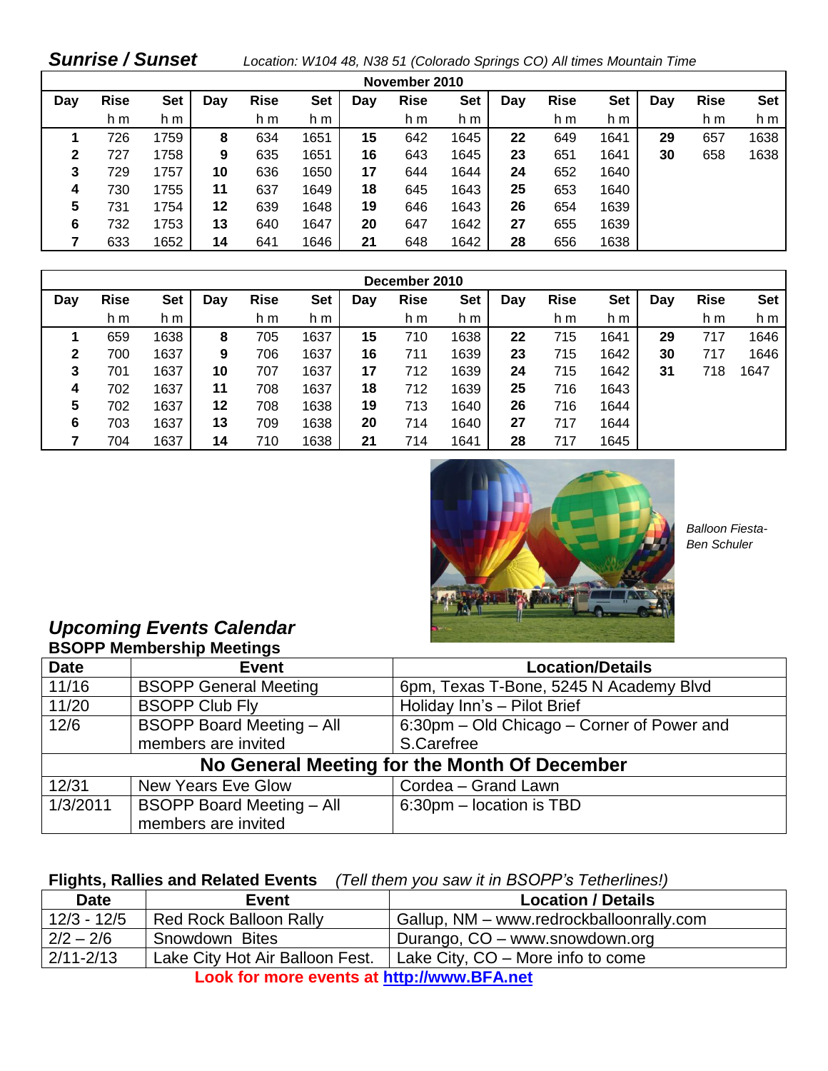## *Sunrise / Sunset*

*Location: W104 48, N38 51 (Colorado Springs CO) All times Mountain Time*

| November 2010 | | | | | | | | | | | | | | |
|---|---|---|---|---|---|---|---|---|---|---|---|---|---|---|
| Day | Rise | Set | Day | Rise | Set | Day | Rise | Set | Day | Rise | Set | Day | Rise | Set |
| | h m | h m | | h m | h m | | h m | h m | | h m | h m | | h m | h m |
| **1** | 726 | 1759 | **8** | 634 | 1651 | **15** | 642 | 1645 | **22** | 649 | 1641 | **29** | 657 | 1638 |
| **2** | 727 | 1758 | **9** | 635 | 1651 | **16** | 643 | 1645 | **23** | 651 | 1641 | **30** | 658 | 1638 |
| **3** | 729 | 1757 | **10** | 636 | 1650 | **17** | 644 | 1644 | **24** | 652 | 1640 | | | |
| **4** | 730 | 1755 | **11** | 637 | 1649 | **18** | 645 | 1643 | **25** | 653 | 1640 | | | |
| **5** | 731 | 1754 | **12** | 639 | 1648 | **19** | 646 | 1643 | **26** | 654 | 1639 | | | |
| **6** | 732 | 1753 | **13** | 640 | 1647 | **20** | 647 | 1642 | **27** | 655 | 1639 | | | |
| **7** | 633 | 1652 | **14** | 641 | 1646 | **21** | 648 | 1642 | **28** | 656 | 1638 | | | |

| December 2010 | | | | | | | | | | | | | | |
|---|---|---|---|---|---|---|---|---|---|---|---|---|---|---|
| Day | Rise | Set | Day | Rise | Set | Day | Rise | Set | Day | Rise | Set | Day | Rise | Set |
| | h m | h m | | h m | h m | | h m | h m | | h m | h m | | h m | h m |
| **1** | 659 | 1638 | **8** | 705 | 1637 | **15** | 710 | 1638 | **22** | 715 | 1641 | **29** | 717 | 1646 |
| **2** | 700 | 1637 | **9** | 706 | 1637 | **16** | 711 | 1639 | **23** | 715 | 1642 | **30** | 717 | 1646 |
| **3** | 701 | 1637 | **10** | 707 | 1637 | **17** | 712 | 1639 | **24** | 715 | 1642 | **31** | 718 | 1647 |
| **4** | 702 | 1637 | **11** | 708 | 1637 | **18** | 712 | 1639 | **25** | 716 | 1643 | | | |
| **5** | 702 | 1637 | **12** | 708 | 1638 | **19** | 713 | 1640 | **26** | 716 | 1644 | | | |
| **6** | 703 | 1637 | **13** | 709 | 1638 | **20** | 714 | 1640 | **27** | 717 | 1644 | | | |
| **7** | 704 | 1637 | **14** | 710 | 1638 | **21** | 714 | 1641 | **28** | 717 | 1645 | | | |

*Balloon Fiesta- Ben Schuler*

## *Upcoming Events Calendar*

**BSOPP Membership Meetings**

| Date | Event | Location/Details |
|---|---|---|
| 11/16 | BSOPP General Meeting | 6pm, Texas T-Bone, 5245 N Academy Blvd |
| 11/20 | BSOPP Club Fly | Holiday Inn's – Pilot Brief |
| 12/6 | BSOPP Board Meeting – All members are invited | 6:30pm – Old Chicago – Corner of Power and S.Carefree |
| **No General Meeting for the Month Of December** | | |
| 12/31 | New Years Eve Glow | Cordea – Grand Lawn |
| 1/3/2011 | BSOPP Board Meeting – All members are invited | 6:30pm – location is TBD |

**Flights, Rallies and Related Events** *(Tell them you saw it in BSOPP's Tetherlines!)*

| Date | Event | Location / Details |
|---|---|---|
| 12/3 - 12/5 | Red Rock Balloon Rally | Gallup, NM – www.redrockballoonrally.com |
| 2/2 – 2/6 | Snowdown Bites | Durango, CO – www.snowdown.org |
| 2/11-2/13 | Lake City Hot Air Balloon Fest. | Lake City, CO – More info to come |

**Look for more events at http://www.BFA.net**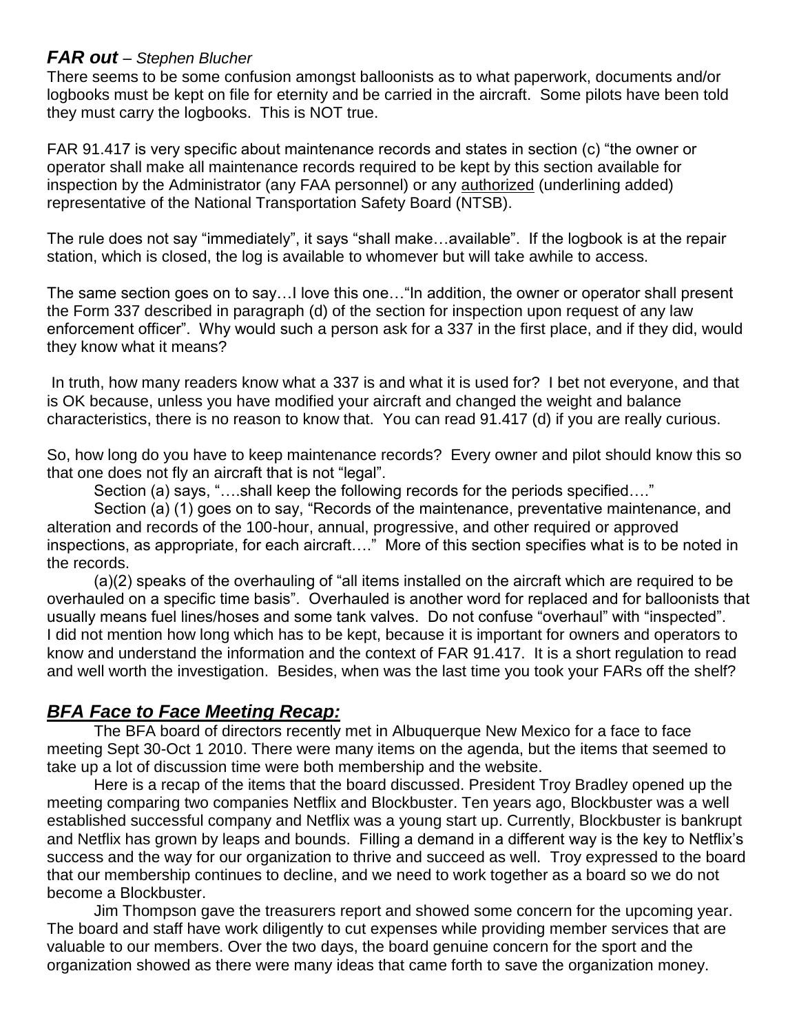## ***FAR out*** – *Stephen Blucher*

There seems to be some confusion amongst balloonists as to what paperwork, documents and/or logbooks must be kept on file for eternity and be carried in the aircraft. Some pilots have been told they must carry the logbooks. This is NOT true.

FAR 91.417 is very specific about maintenance records and states in section (c) "the owner or operator shall make all maintenance records required to be kept by this section available for inspection by the Administrator (any FAA personnel) or any <u>authorized</u> (underlining added) representative of the National Transportation Safety Board (NTSB).

The rule does not say "immediately", it says "shall make…available". If the logbook is at the repair station, which is closed, the log is available to whomever but will take awhile to access.

The same section goes on to say…I love this one…"In addition, the owner or operator shall present the Form 337 described in paragraph (d) of the section for inspection upon request of any law enforcement officer". Why would such a person ask for a 337 in the first place, and if they did, would they know what it means?

In truth, how many readers know what a 337 is and what it is used for? I bet not everyone, and that is OK because, unless you have modified your aircraft and changed the weight and balance characteristics, there is no reason to know that. You can read 91.417 (d) if you are really curious.

So, how long do you have to keep maintenance records? Every owner and pilot should know this so that one does not fly an aircraft that is not "legal".

Section (a) says, "….shall keep the following records for the periods specified…."

Section (a) (1) goes on to say, "Records of the maintenance, preventative maintenance, and alteration and records of the 100-hour, annual, progressive, and other required or approved inspections, as appropriate, for each aircraft…." More of this section specifies what is to be noted in the records.

(a)(2) speaks of the overhauling of "all items installed on the aircraft which are required to be overhauled on a specific time basis". Overhauled is another word for replaced and for balloonists that usually means fuel lines/hoses and some tank valves. Do not confuse "overhaul" with "inspected". I did not mention how long which has to be kept, because it is important for owners and operators to know and understand the information and the context of FAR 91.417. It is a short regulation to read and well worth the investigation. Besides, when was the last time you took your FARs off the shelf?

## ***<u>BFA Face to Face Meeting Recap:</u>***

The BFA board of directors recently met in Albuquerque New Mexico for a face to face meeting Sept 30-Oct 1 2010. There were many items on the agenda, but the items that seemed to take up a lot of discussion time were both membership and the website.

Here is a recap of the items that the board discussed. President Troy Bradley opened up the meeting comparing two companies Netflix and Blockbuster. Ten years ago, Blockbuster was a well established successful company and Netflix was a young start up. Currently, Blockbuster is bankrupt and Netflix has grown by leaps and bounds. Filling a demand in a different way is the key to Netflix's success and the way for our organization to thrive and succeed as well. Troy expressed to the board that our membership continues to decline, and we need to work together as a board so we do not become a Blockbuster.

Jim Thompson gave the treasurers report and showed some concern for the upcoming year. The board and staff have work diligently to cut expenses while providing member services that are valuable to our members. Over the two days, the board genuine concern for the sport and the organization showed as there were many ideas that came forth to save the organization money.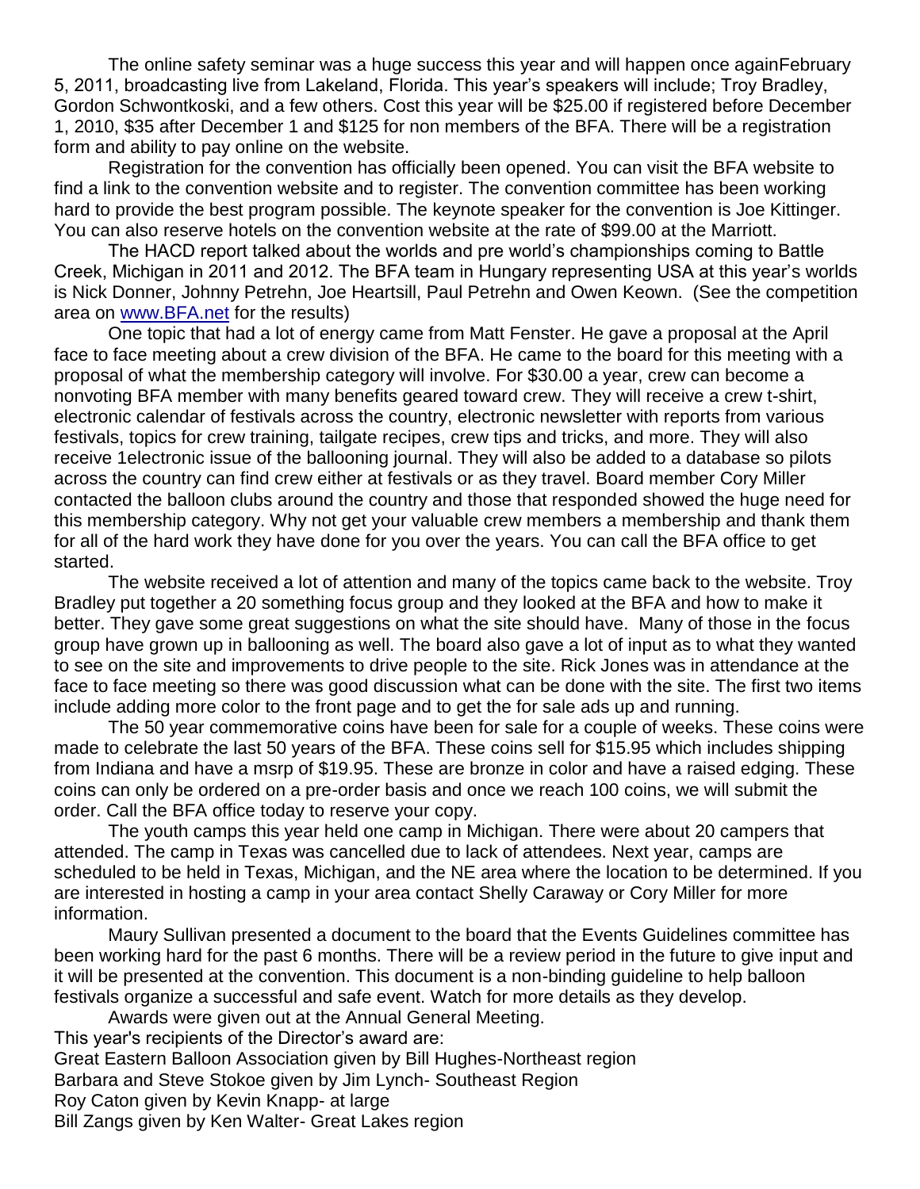The online safety seminar was a huge success this year and will happen once againFebruary 5, 2011, broadcasting live from Lakeland, Florida. This year's speakers will include; Troy Bradley, Gordon Schwontkoski, and a few others. Cost this year will be $25.00 if registered before December 1, 2010, $35 after December 1 and $125 for non members of the BFA. There will be a registration form and ability to pay online on the website.

Registration for the convention has officially been opened. You can visit the BFA website to find a link to the convention website and to register. The convention committee has been working hard to provide the best program possible. The keynote speaker for the convention is Joe Kittinger. You can also reserve hotels on the convention website at the rate of $99.00 at the Marriott.

The HACD report talked about the worlds and pre world's championships coming to Battle Creek, Michigan in 2011 and 2012. The BFA team in Hungary representing USA at this year's worlds is Nick Donner, Johnny Petrehn, Joe Heartsill, Paul Petrehn and Owen Keown. (See the competition area on www.BFA.net for the results)

One topic that had a lot of energy came from Matt Fenster. He gave a proposal at the April face to face meeting about a crew division of the BFA. He came to the board for this meeting with a proposal of what the membership category will involve. For $30.00 a year, crew can become a nonvoting BFA member with many benefits geared toward crew. They will receive a crew t-shirt, electronic calendar of festivals across the country, electronic newsletter with reports from various festivals, topics for crew training, tailgate recipes, crew tips and tricks, and more. They will also receive 1electronic issue of the ballooning journal. They will also be added to a database so pilots across the country can find crew either at festivals or as they travel. Board member Cory Miller contacted the balloon clubs around the country and those that responded showed the huge need for this membership category. Why not get your valuable crew members a membership and thank them for all of the hard work they have done for you over the years. You can call the BFA office to get started.

The website received a lot of attention and many of the topics came back to the website. Troy Bradley put together a 20 something focus group and they looked at the BFA and how to make it better. They gave some great suggestions on what the site should have. Many of those in the focus group have grown up in ballooning as well. The board also gave a lot of input as to what they wanted to see on the site and improvements to drive people to the site. Rick Jones was in attendance at the face to face meeting so there was good discussion what can be done with the site. The first two items include adding more color to the front page and to get the for sale ads up and running.

The 50 year commemorative coins have been for sale for a couple of weeks. These coins were made to celebrate the last 50 years of the BFA. These coins sell for $15.95 which includes shipping from Indiana and have a msrp of $19.95. These are bronze in color and have a raised edging. These coins can only be ordered on a pre-order basis and once we reach 100 coins, we will submit the order. Call the BFA office today to reserve your copy.

The youth camps this year held one camp in Michigan. There were about 20 campers that attended. The camp in Texas was cancelled due to lack of attendees. Next year, camps are scheduled to be held in Texas, Michigan, and the NE area where the location to be determined. If you are interested in hosting a camp in your area contact Shelly Caraway or Cory Miller for more information.

Maury Sullivan presented a document to the board that the Events Guidelines committee has been working hard for the past 6 months. There will be a review period in the future to give input and it will be presented at the convention. This document is a non-binding guideline to help balloon festivals organize a successful and safe event. Watch for more details as they develop.

Awards were given out at the Annual General Meeting.

This year's recipients of the Director's award are:

Great Eastern Balloon Association given by Bill Hughes-Northeast region
Barbara and Steve Stokoe given by Jim Lynch- Southeast Region
Roy Caton given by Kevin Knapp- at large
Bill Zangs given by Ken Walter- Great Lakes region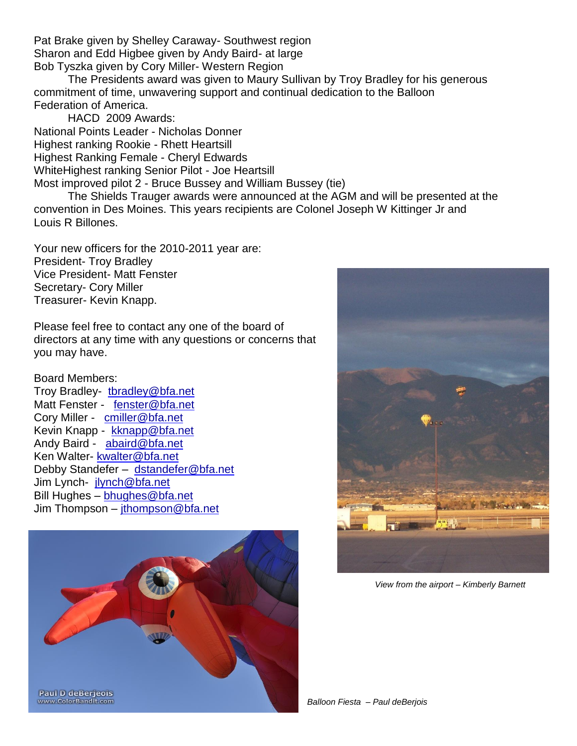Pat Brake given by Shelley Caraway- Southwest region
Sharon and Edd Higbee given by Andy Baird- at large
Bob Tyszka given by Cory Miller- Western Region

The Presidents award was given to Maury Sullivan by Troy Bradley for his generous commitment of time, unwavering support and continual dedication to the Balloon Federation of America.

HACD 2009 Awards:
National Points Leader - Nicholas Donner
Highest ranking Rookie - Rhett Heartsill
Highest Ranking Female - Cheryl Edwards
WhiteHighest ranking Senior Pilot - Joe Heartsill
Most improved pilot 2 - Bruce Bussey and William Bussey (tie)

The Shields Trauger awards were announced at the AGM and will be presented at the convention in Des Moines. This years recipients are Colonel Joseph W Kittinger Jr and Louis R Billones.

Your new officers for the 2010-2011 year are:
President- Troy Bradley
Vice President- Matt Fenster
Secretary- Cory Miller
Treasurer- Kevin Knapp.

Please feel free to contact any one of the board of directors at any time with any questions or concerns that you may have.

Board Members:
Troy Bradley- tbradley@bfa.net
Matt Fenster - fenster@bfa.net
Cory Miller - cmiller@bfa.net
Kevin Knapp - kknapp@bfa.net
Andy Baird - abaird@bfa.net
Ken Walter- kwalter@bfa.net
Debby Standefer – dstandefer@bfa.net
Jim Lynch- jlynch@bfa.net
Bill Hughes – bhughes@bfa.net
Jim Thompson – jthompson@bfa.net

*View from the airport – Kimberly Barnett*

*Balloon Fiesta – Paul deBerjois*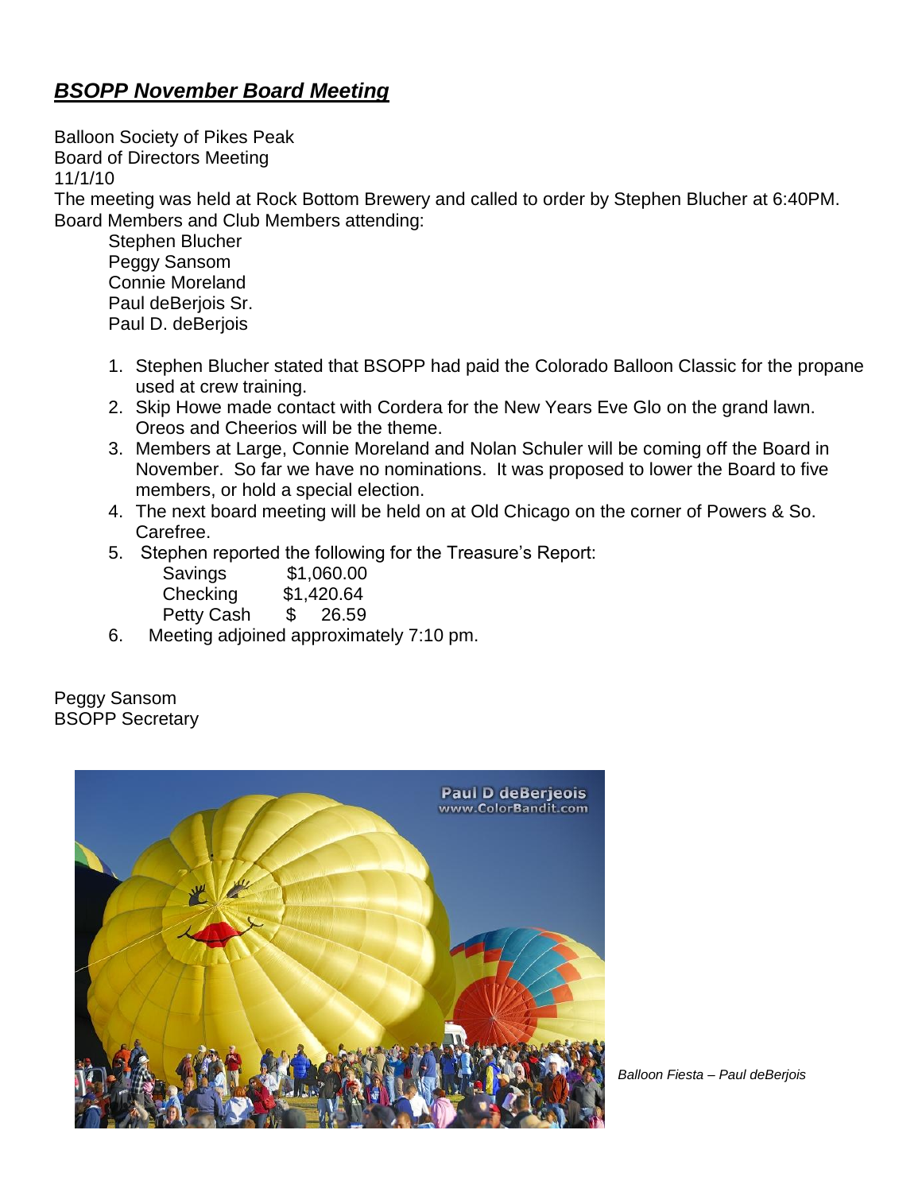## ***BSOPP November Board Meeting***

Balloon Society of Pikes Peak
Board of Directors Meeting
11/1/10
The meeting was held at Rock Bottom Brewery and called to order by Stephen Blucher at 6:40PM.
Board Members and Club Members attending:

Stephen Blucher
Peggy Sansom
Connie Moreland
Paul deBerjois Sr.
Paul D. deBerjois

1. Stephen Blucher stated that BSOPP had paid the Colorado Balloon Classic for the propane used at crew training.
2. Skip Howe made contact with Cordera for the New Years Eve Glo on the grand lawn. Oreos and Cheerios will be the theme.
3. Members at Large, Connie Moreland and Nolan Schuler will be coming off the Board in November. So far we have no nominations. It was proposed to lower the Board to five members, or hold a special election.
4. The next board meeting will be held on at Old Chicago on the corner of Powers & So. Carefree.
5. Stephen reported the following for the Treasure's Report:

   | | |
   |---|---|
   | Savings | $1,060.00 |
   | Checking | $1,420.64 |
   | Petty Cash | $ 26.59 |

6. Meeting adjioned approximately 7:10 pm.

Peggy Sansom
BSOPP Secretary

*Balloon Fiesta – Paul deBerjois*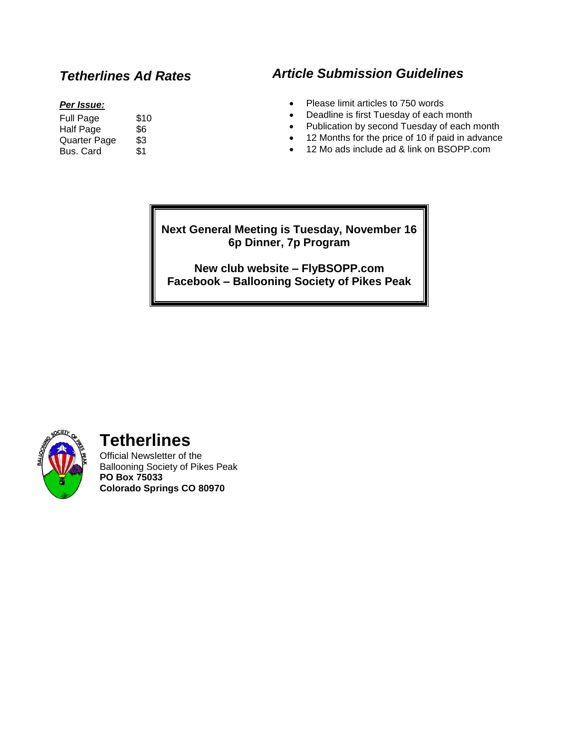## *Tetherlines Ad Rates*

***Per Issue:***

| | |
|---|---|
| Full Page | $10 |
| Half Page | $6 |
| Quarter Page | $3 |
| Bus. Card | $1 |

## *Article Submission Guidelines*

- Please limit articles to 750 words
- Deadline is first Tuesday of each month
- Publication by second Tuesday of each month
- 12 Months for the price of 10 if paid in advance
- 12 Mo ads include ad & link on BSOPP.com

**Next General Meeting is Tuesday, November 16**
**6p Dinner, 7p Program**

**New club website – FlyBSOPP.com**
**Facebook – Ballooning Society of Pikes Peak**

# Tetherlines

Official Newsletter of the
Ballooning Society of Pikes Peak
**PO Box 75033**
**Colorado Springs CO 80970**